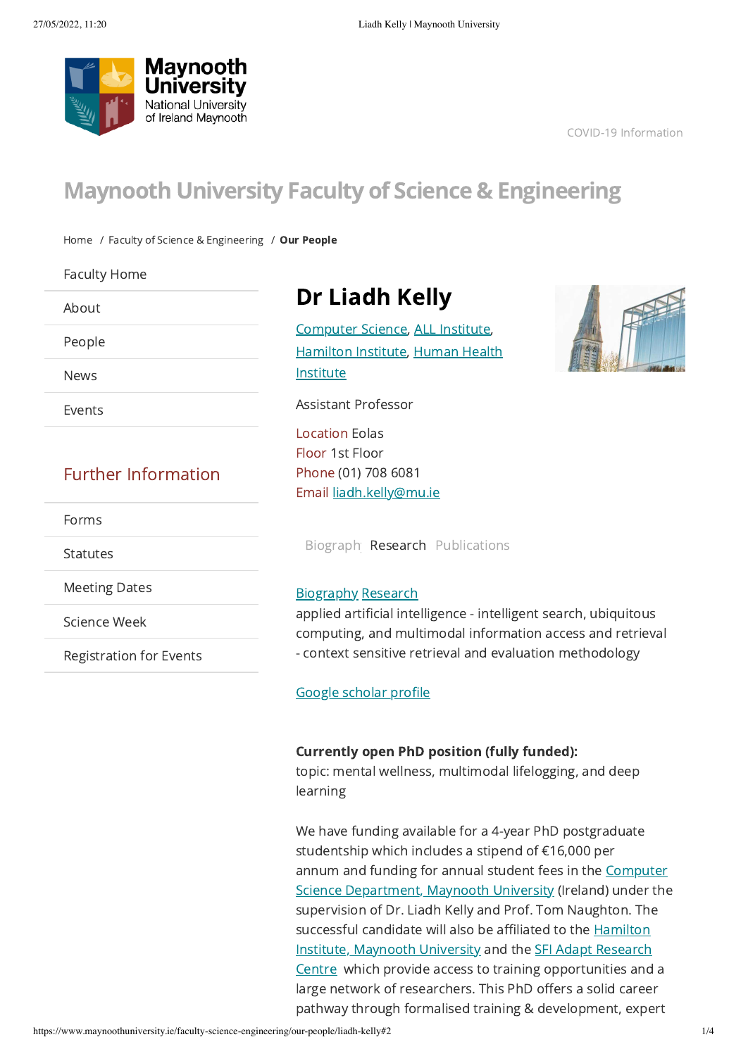Maynooth University
National University of Ireland Maynooth

COVID-19 Information

# Maynooth University Faculty of Science & Engineering

Home / Faculty of Science & Engineering / **Our People**

- Faculty Home
- About
- People
- News
- Events

## Further Information

- Forms
- Statutes
- Meeting Dates
- Science Week
- Registration for Events

# Dr Liadh Kelly

[Computer Science](), [ALL Institute](), [Hamilton Institute](), [Human Health Institute]()

Assistant Professor

Location Eolas
Floor 1st Floor
Phone (01) 708 6081
Email [liadh.kelly@mu.ie]()

Biography Research Publications

[Biography]() [Research]()
applied artificial intelligence - intelligent search, ubiquitous computing, and multimodal information access and retrieval - context sensitive retrieval and evaluation methodology

[Google scholar profile]()

**Currently open PhD position (fully funded):**
topic: mental wellness, multimodal lifelogging, and deep learning

We have funding available for a 4-year PhD postgraduate studentship which includes a stipend of €16,000 per annum and funding for annual student fees in the [Computer Science Department, Maynooth University]() (Ireland) under the supervision of Dr. Liadh Kelly and Prof. Tom Naughton. The successful candidate will also be affiliated to the [Hamilton Institute, Maynooth University]() and the [SFI Adapt Research Centre]() which provide access to training opportunities and a large network of researchers. This PhD offers a solid career pathway through formalised training & development, expert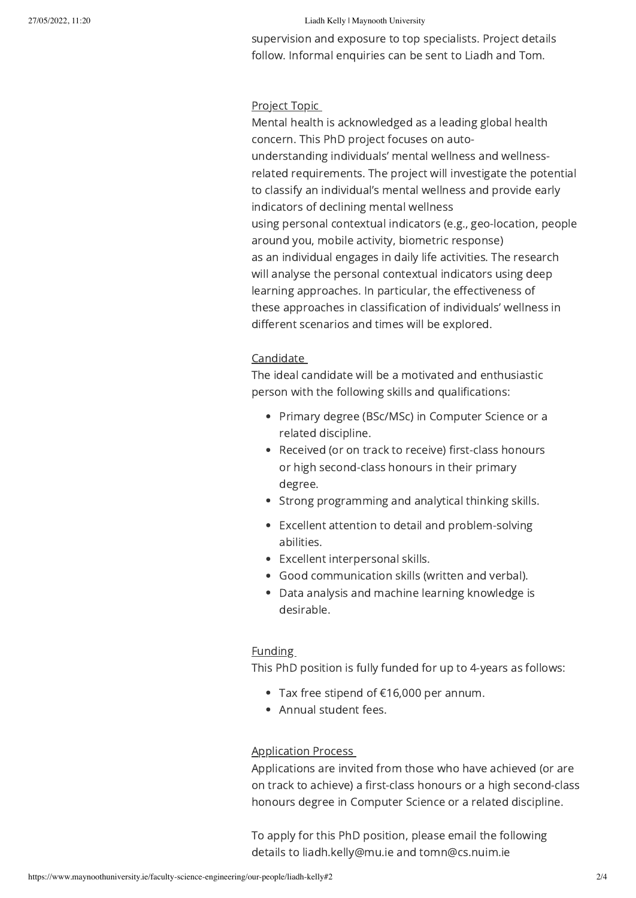supervision and exposure to top specialists. Project details follow. Informal enquiries can be sent to Liadh and Tom.

## Project Topic

Mental health is acknowledged as a leading global health concern. This PhD project focuses on auto-understanding individuals' mental wellness and wellness-related requirements. The project will investigate the potential to classify an individual's mental wellness and provide early indicators of declining mental wellness using personal contextual indicators (e.g., geo-location, people around you, mobile activity, biometric response) as an individual engages in daily life activities. The research will analyse the personal contextual indicators using deep learning approaches. In particular, the effectiveness of these approaches in classification of individuals' wellness in different scenarios and times will be explored.

## Candidate

The ideal candidate will be a motivated and enthusiastic person with the following skills and qualifications:

- Primary degree (BSc/MSc) in Computer Science or a related discipline.
- Received (or on track to receive) first-class honours or high second-class honours in their primary degree.
- Strong programming and analytical thinking skills.
- Excellent attention to detail and problem-solving abilities.
- Excellent interpersonal skills.
- Good communication skills (written and verbal).
- Data analysis and machine learning knowledge is desirable.

## Funding

This PhD position is fully funded for up to 4-years as follows:

- Tax free stipend of €16,000 per annum.
- Annual student fees.

## Application Process

Applications are invited from those who have achieved (or are on track to achieve) a first-class honours or a high second-class honours degree in Computer Science or a related discipline.

To apply for this PhD position, please email the following details to liadh.kelly@mu.ie and tomn@cs.nuim.ie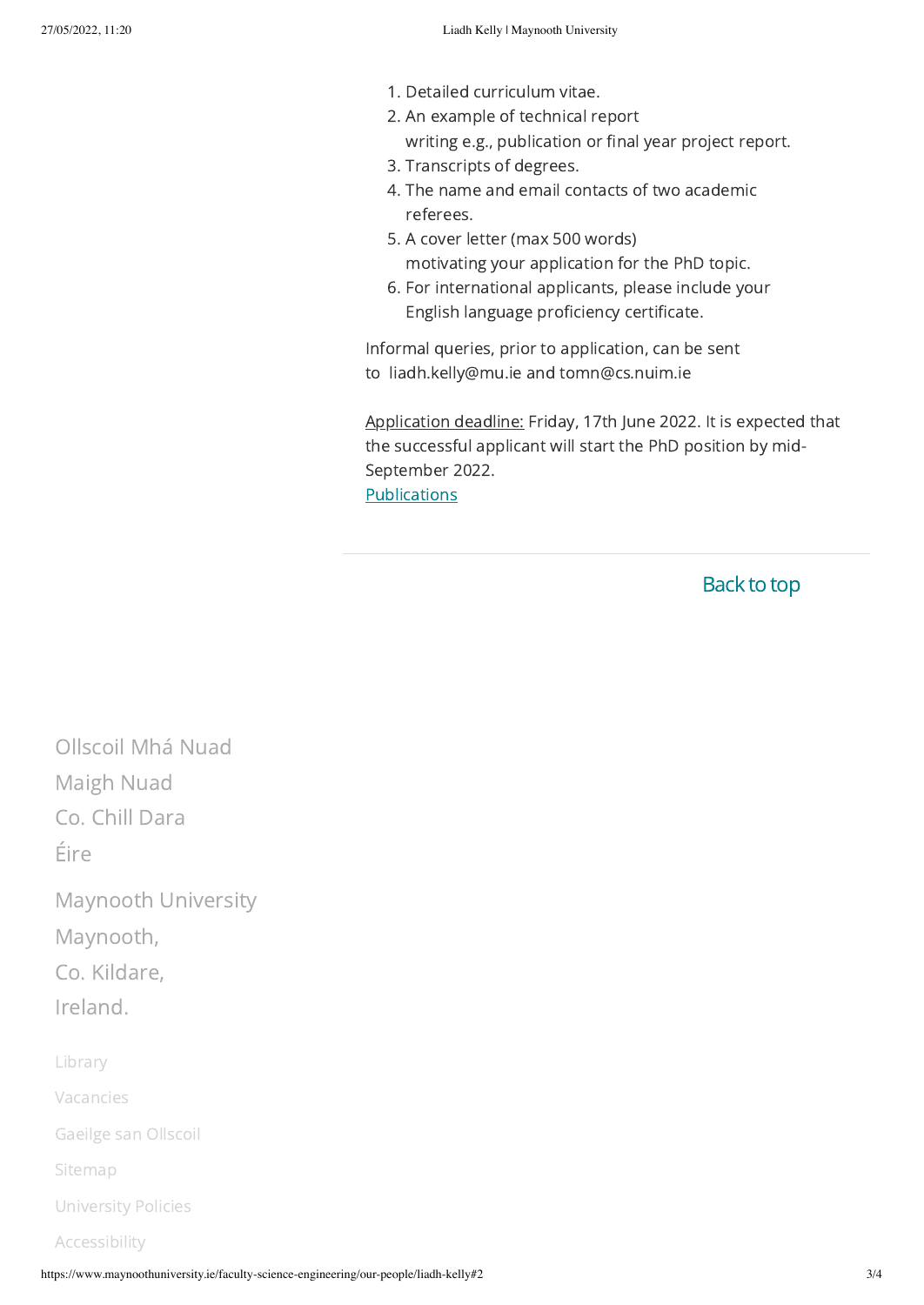1. Detailed curriculum vitae.
2. An example of technical report writing e.g., publication or final year project report.
3. Transcripts of degrees.
4. The name and email contacts of two academic referees.
5. A cover letter (max 500 words) motivating your application for the PhD topic.
6. For international applicants, please include your English language proficiency certificate.

Informal queries, prior to application, can be sent to liadh.kelly@mu.ie and tomn@cs.nuim.ie

Application deadline: Friday, 17th June 2022. It is expected that the successful applicant will start the PhD position by mid-September 2022.

Publications

Back to top

Ollscoil Mhá Nuad
Maigh Nuad
Co. Chill Dara
Éire

Maynooth University
Maynooth,
Co. Kildare,
Ireland.

Library

Vacancies

Gaeilge san Ollscoil

Sitemap

University Policies

Accessibility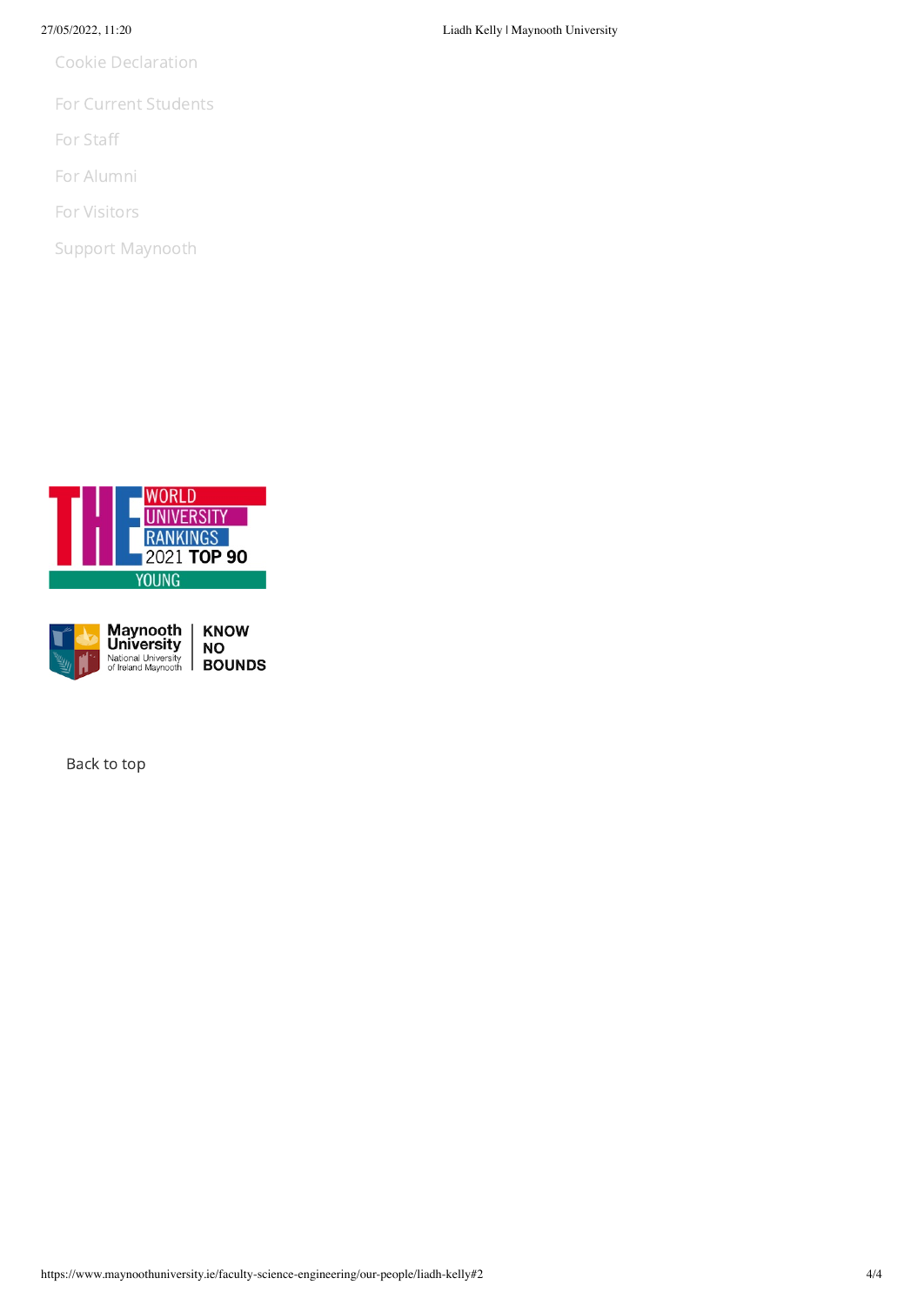Cookie Declaration

For Current Students

For Staff

For Alumni

For Visitors

Support Maynooth

THE WORLD UNIVERSITY RANKINGS 2021 TOP 90 YOUNG

Maynooth University National University of Ireland Maynooth KNOW NO BOUNDS

Back to top